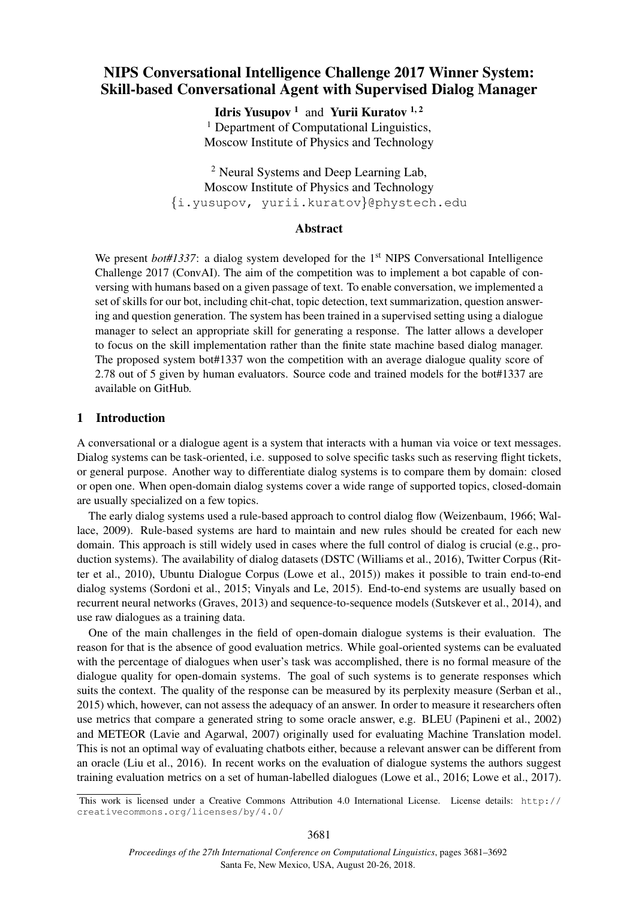# NIPS Conversational Intelligence Challenge 2017 Winner System: Skill-based Conversational Agent with Supervised Dialog Manager

**Idris Yusupov** [1] and **Yurii Kuratov** [1, 2]

[1] Department of Computational Linguistics,
Moscow Institute of Physics and Technology

[2] Neural Systems and Deep Learning Lab,
Moscow Institute of Physics and Technology
{i.yusupov, yurii.kuratov}@phystech.edu

## Abstract

We present *bot#1337*: a dialog system developed for the 1st NIPS Conversational Intelligence Challenge 2017 (ConvAI). The aim of the competition was to implement a bot capable of conversing with humans based on a given passage of text. To enable conversation, we implemented a set of skills for our bot, including chit-chat, topic detection, text summarization, question answering and question generation. The system has been trained in a supervised setting using a dialogue manager to select an appropriate skill for generating a response. The latter allows a developer to focus on the skill implementation rather than the finite state machine based dialog manager. The proposed system bot#1337 won the competition with an average dialogue quality score of 2.78 out of 5 given by human evaluators. Source code and trained models for the bot#1337 are available on GitHub.

## 1 Introduction

A conversational or a dialogue agent is a system that interacts with a human via voice or text messages. Dialog systems can be task-oriented, i.e. supposed to solve specific tasks such as reserving flight tickets, or general purpose. Another way to differentiate dialog systems is to compare them by domain: closed or open one. When open-domain dialog systems cover a wide range of supported topics, closed-domain are usually specialized on a few topics.

The early dialog systems used a rule-based approach to control dialog flow (Weizenbaum, 1966; Wallace, 2009). Rule-based systems are hard to maintain and new rules should be created for each new domain. This approach is still widely used in cases where the full control of dialog is crucial (e.g., production systems). The availability of dialog datasets (DSTC (Williams et al., 2016), Twitter Corpus (Ritter et al., 2010), Ubuntu Dialogue Corpus (Lowe et al., 2015)) makes it possible to train end-to-end dialog systems (Sordoni et al., 2015; Vinyals and Le, 2015). End-to-end systems are usually based on recurrent neural networks (Graves, 2013) and sequence-to-sequence models (Sutskever et al., 2014), and use raw dialogues as a training data.

One of the main challenges in the field of open-domain dialogue systems is their evaluation. The reason for that is the absence of good evaluation metrics. While goal-oriented systems can be evaluated with the percentage of dialogues when user's task was accomplished, there is no formal measure of the dialogue quality for open-domain systems. The goal of such systems is to generate responses which suits the context. The quality of the response can be measured by its perplexity measure (Serban et al., 2015) which, however, can not assess the adequacy of an answer. In order to measure it researchers often use metrics that compare a generated string to some oracle answer, e.g. BLEU (Papineni et al., 2002) and METEOR (Lavie and Agarwal, 2007) originally used for evaluating Machine Translation model. This is not an optimal way of evaluating chatbots either, because a relevant answer can be different from an oracle (Liu et al., 2016). In recent works on the evaluation of dialogue systems the authors suggest training evaluation metrics on a set of human-labelled dialogues (Lowe et al., 2016; Lowe et al., 2017).

This work is licensed under a Creative Commons Attribution 4.0 International License. License details: http://creativecommons.org/licenses/by/4.0/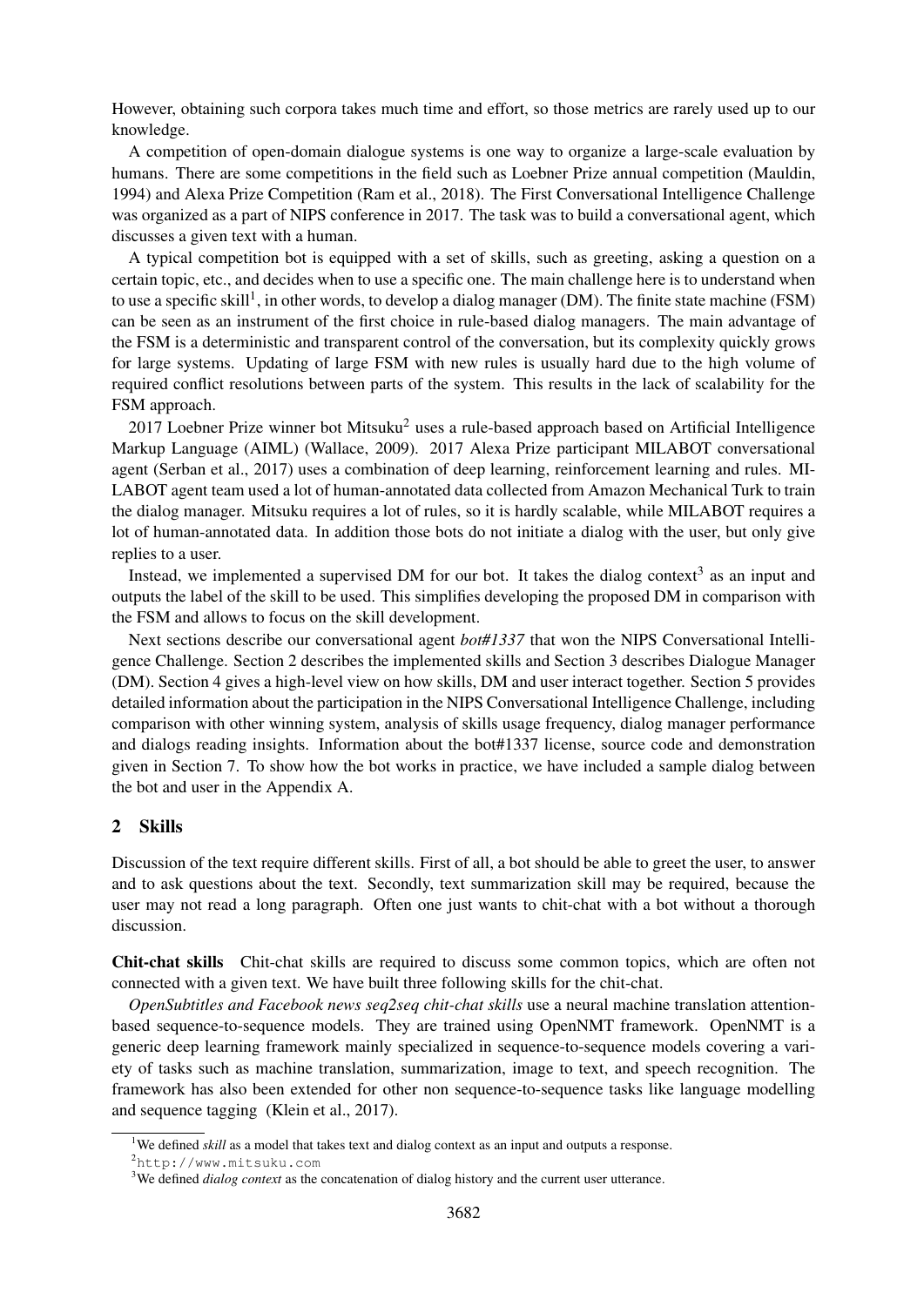However, obtaining such corpora takes much time and effort, so those metrics are rarely used up to our knowledge.

A competition of open-domain dialogue systems is one way to organize a large-scale evaluation by humans. There are some competitions in the field such as Loebner Prize annual competition (Mauldin, 1994) and Alexa Prize Competition (Ram et al., 2018). The First Conversational Intelligence Challenge was organized as a part of NIPS conference in 2017. The task was to build a conversational agent, which discusses a given text with a human.

A typical competition bot is equipped with a set of skills, such as greeting, asking a question on a certain topic, etc., and decides when to use a specific one. The main challenge here is to understand when to use a specific skill[1], in other words, to develop a dialog manager (DM). The finite state machine (FSM) can be seen as an instrument of the first choice in rule-based dialog managers. The main advantage of the FSM is a deterministic and transparent control of the conversation, but its complexity quickly grows for large systems. Updating of large FSM with new rules is usually hard due to the high volume of required conflict resolutions between parts of the system. This results in the lack of scalability for the FSM approach.

2017 Loebner Prize winner bot Mitsuku[2] uses a rule-based approach based on Artificial Intelligence Markup Language (AIML) (Wallace, 2009). 2017 Alexa Prize participant MILABOT conversational agent (Serban et al., 2017) uses a combination of deep learning, reinforcement learning and rules. MILABOT agent team used a lot of human-annotated data collected from Amazon Mechanical Turk to train the dialog manager. Mitsuku requires a lot of rules, so it is hardly scalable, while MILABOT requires a lot of human-annotated data. In addition those bots do not initiate a dialog with the user, but only give replies to a user.

Instead, we implemented a supervised DM for our bot. It takes the dialog context[3] as an input and outputs the label of the skill to be used. This simplifies developing the proposed DM in comparison with the FSM and allows to focus on the skill development.

Next sections describe our conversational agent *bot#1337* that won the NIPS Conversational Intelligence Challenge. Section 2 describes the implemented skills and Section 3 describes Dialogue Manager (DM). Section 4 gives a high-level view on how skills, DM and user interact together. Section 5 provides detailed information about the participation in the NIPS Conversational Intelligence Challenge, including comparison with other winning system, analysis of skills usage frequency, dialog manager performance and dialogs reading insights. Information about the bot#1337 license, source code and demonstration given in Section 7. To show how the bot works in practice, we have included a sample dialog between the bot and user in the Appendix A.

## 2 Skills

Discussion of the text require different skills. First of all, a bot should be able to greet the user, to answer and to ask questions about the text. Secondly, text summarization skill may be required, because the user may not read a long paragraph. Often one just wants to chit-chat with a bot without a thorough discussion.

**Chit-chat skills** Chit-chat skills are required to discuss some common topics, which are often not connected with a given text. We have built three following skills for the chit-chat.

*OpenSubtitles and Facebook news seq2seq chit-chat skills* use a neural machine translation attention-based sequence-to-sequence models. They are trained using OpenNMT framework. OpenNMT is a generic deep learning framework mainly specialized in sequence-to-sequence models covering a variety of tasks such as machine translation, summarization, image to text, and speech recognition. The framework has also been extended for other non sequence-to-sequence tasks like language modelling and sequence tagging (Klein et al., 2017).

---

[1] We defined *skill* as a model that takes text and dialog context as an input and outputs a response.

[2] http://www.mitsuku.com

[3] We defined *dialog context* as the concatenation of dialog history and the current user utterance.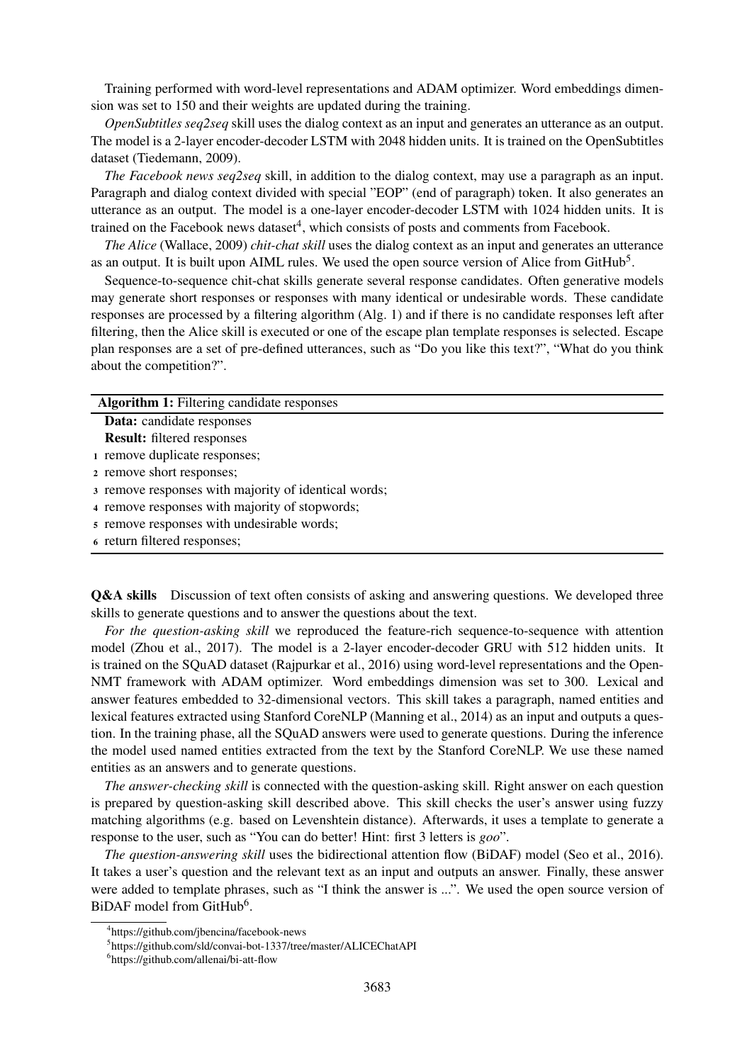Training performed with word-level representations and ADAM optimizer. Word embeddings dimension was set to 150 and their weights are updated during the training.

*OpenSubtitles seq2seq* skill uses the dialog context as an input and generates an utterance as an output. The model is a 2-layer encoder-decoder LSTM with 2048 hidden units. It is trained on the OpenSubtitles dataset (Tiedemann, 2009).

*The Facebook news seq2seq* skill, in addition to the dialog context, may use a paragraph as an input. Paragraph and dialog context divided with special "EOP" (end of paragraph) token. It also generates an utterance as an output. The model is a one-layer encoder-decoder LSTM with 1024 hidden units. It is trained on the Facebook news dataset[4], which consists of posts and comments from Facebook.

*The Alice* (Wallace, 2009) *chit-chat skill* uses the dialog context as an input and generates an utterance as an output. It is built upon AIML rules. We used the open source version of Alice from GitHub[5].

Sequence-to-sequence chit-chat skills generate several response candidates. Often generative models may generate short responses or responses with many identical or undesirable words. These candidate responses are processed by a filtering algorithm (Alg. 1) and if there is no candidate responses left after filtering, then the Alice skill is executed or one of the escape plan template responses is selected. Escape plan responses are a set of pre-defined utterances, such as "Do you like this text?", "What do you think about the competition?".

**Algorithm 1:** Filtering candidate responses

**Data:** candidate responses
**Result:** filtered responses
1. remove duplicate responses;
2. remove short responses;
3. remove responses with majority of identical words;
4. remove responses with majority of stopwords;
5. remove responses with undesirable words;
6. return filtered responses;

**Q&A skills** Discussion of text often consists of asking and answering questions. We developed three skills to generate questions and to answer the questions about the text.

*For the question-asking skill* we reproduced the feature-rich sequence-to-sequence with attention model (Zhou et al., 2017). The model is a 2-layer encoder-decoder GRU with 512 hidden units. It is trained on the SQuAD dataset (Rajpurkar et al., 2016) using word-level representations and the OpenNMT framework with ADAM optimizer. Word embeddings dimension was set to 300. Lexical and answer features embedded to 32-dimensional vectors. This skill takes a paragraph, named entities and lexical features extracted using Stanford CoreNLP (Manning et al., 2014) as an input and outputs a question. In the training phase, all the SQuAD answers were used to generate questions. During the inference the model used named entities extracted from the text by the Stanford CoreNLP. We use these named entities as an answers and to generate questions.

*The answer-checking skill* is connected with the question-asking skill. Right answer on each question is prepared by question-asking skill described above. This skill checks the user's answer using fuzzy matching algorithms (e.g. based on Levenshtein distance). Afterwards, it uses a template to generate a response to the user, such as "You can do better! Hint: first 3 letters is *goo*".

*The question-answering skill* uses the bidirectional attention flow (BiDAF) model (Seo et al., 2016). It takes a user's question and the relevant text as an input and outputs an answer. Finally, these answer were added to template phrases, such as "I think the answer is ...". We used the open source version of BiDAF model from GitHub[6].

---

[4] https://github.com/jbencina/facebook-news

[5] https://github.com/sld/convai-bot-1337/tree/master/ALICEChatAPI

[6] https://github.com/allenai/bi-att-flow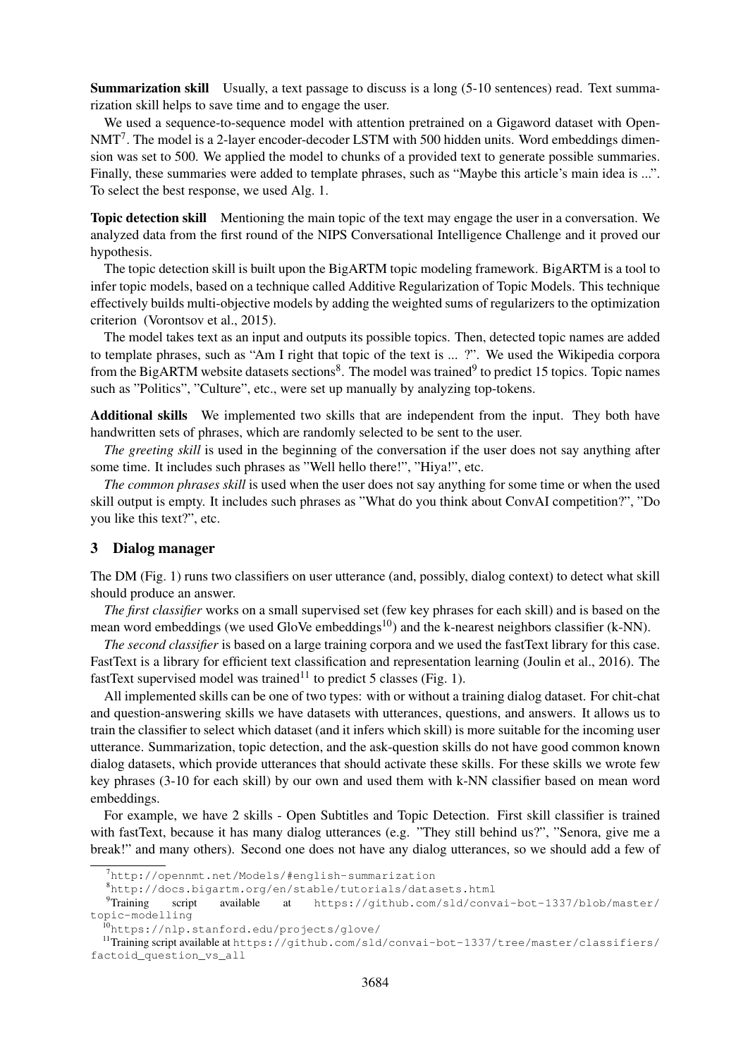**Summarization skill** Usually, a text passage to discuss is a long (5-10 sentences) read. Text summarization skill helps to save time and to engage the user.

We used a sequence-to-sequence model with attention pretrained on a Gigaword dataset with OpenNMT[7]. The model is a 2-layer encoder-decoder LSTM with 500 hidden units. Word embeddings dimension was set to 500. We applied the model to chunks of a provided text to generate possible summaries. Finally, these summaries were added to template phrases, such as "Maybe this article's main idea is ...". To select the best response, we used Alg. 1.

**Topic detection skill** Mentioning the main topic of the text may engage the user in a conversation. We analyzed data from the first round of the NIPS Conversational Intelligence Challenge and it proved our hypothesis.

The topic detection skill is built upon the BigARTM topic modeling framework. BigARTM is a tool to infer topic models, based on a technique called Additive Regularization of Topic Models. This technique effectively builds multi-objective models by adding the weighted sums of regularizers to the optimization criterion (Vorontsov et al., 2015).

The model takes text as an input and outputs its possible topics. Then, detected topic names are added to template phrases, such as "Am I right that topic of the text is ... ?". We used the Wikipedia corpora from the BigARTM website datasets sections[8]. The model was trained[9] to predict 15 topics. Topic names such as "Politics", "Culture", etc., were set up manually by analyzing top-tokens.

**Additional skills** We implemented two skills that are independent from the input. They both have handwritten sets of phrases, which are randomly selected to be sent to the user.

*The greeting skill* is used in the beginning of the conversation if the user does not say anything after some time. It includes such phrases as "Well hello there!", "Hiya!", etc.

*The common phrases skill* is used when the user does not say anything for some time or when the used skill output is empty. It includes such phrases as "What do you think about ConvAI competition?", "Do you like this text?", etc.

## 3 Dialog manager

The DM (Fig. 1) runs two classifiers on user utterance (and, possibly, dialog context) to detect what skill should produce an answer.

*The first classifier* works on a small supervised set (few key phrases for each skill) and is based on the mean word embeddings (we used GloVe embeddings[10]) and the k-nearest neighbors classifier (k-NN).

*The second classifier* is based on a large training corpora and we used the fastText library for this case. FastText is a library for efficient text classification and representation learning (Joulin et al., 2016). The fastText supervised model was trained[11] to predict 5 classes (Fig. 1).

All implemented skills can be one of two types: with or without a training dialog dataset. For chit-chat and question-answering skills we have datasets with utterances, questions, and answers. It allows us to train the classifier to select which dataset (and it infers which skill) is more suitable for the incoming user utterance. Summarization, topic detection, and the ask-question skills do not have good common known dialog datasets, which provide utterances that should activate these skills. For these skills we wrote few key phrases (3-10 for each skill) by our own and used them with k-NN classifier based on mean word embeddings.

For example, we have 2 skills - Open Subtitles and Topic Detection. First skill classifier is trained with fastText, because it has many dialog utterances (e.g. "They still behind us?", "Senora, give me a break!" and many others). Second one does not have any dialog utterances, so we should add a few of

---

[7] http://opennmt.net/Models/#english-summarization

[8] http://docs.bigartm.org/en/stable/tutorials/datasets.html

[9] Training script available at https://github.com/sld/convai-bot-1337/blob/master/topic-modelling

[10] https://nlp.stanford.edu/projects/glove/

[11] Training script available at https://github.com/sld/convai-bot-1337/tree/master/classifiers/factoid_question_vs_all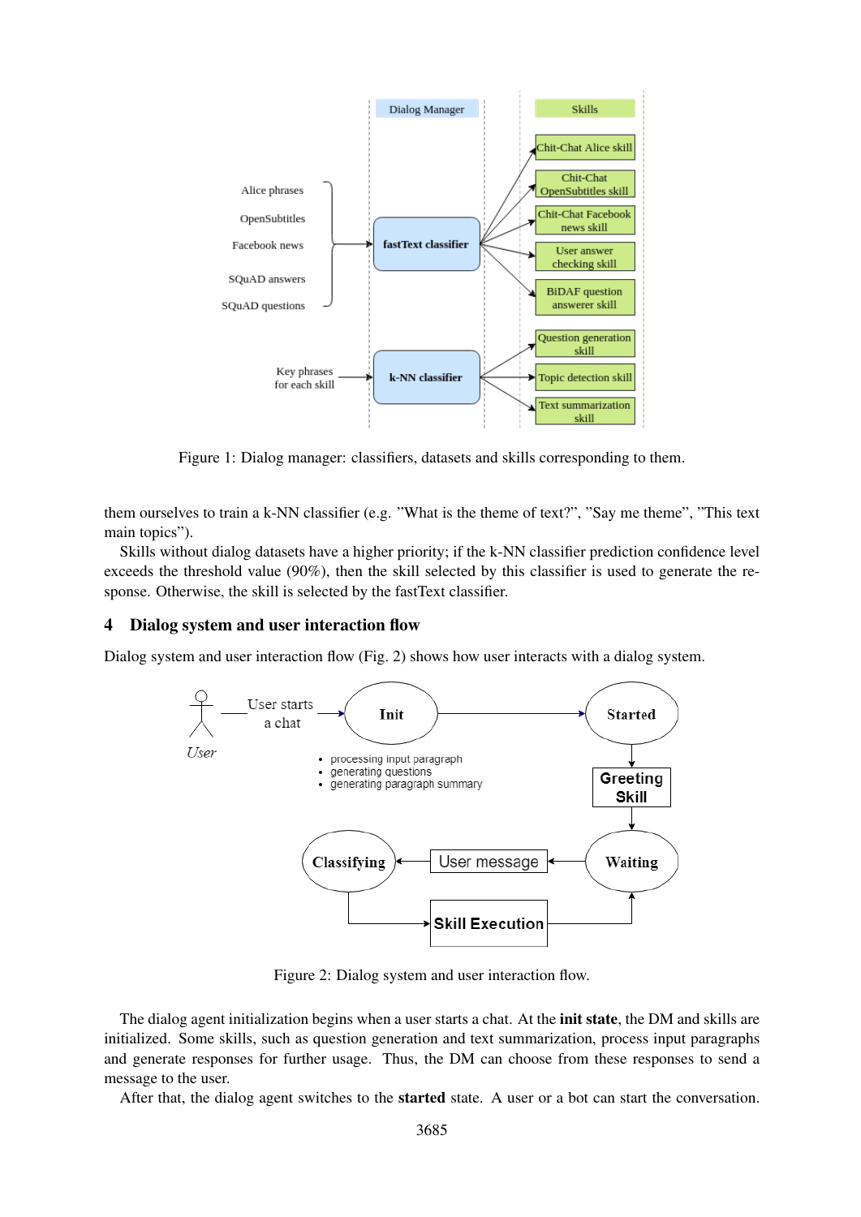Figure 1: Dialog manager: classifiers, datasets and skills corresponding to them.

them ourselves to train a k-NN classifier (e.g. "What is the theme of text?", "Say me theme", "This text main topics").

Skills without dialog datasets have a higher priority; if the k-NN classifier prediction confidence level exceeds the threshold value (90%), then the skill selected by this classifier is used to generate the response. Otherwise, the skill is selected by the fastText classifier.

## 4 Dialog system and user interaction flow

Dialog system and user interaction flow (Fig. 2) shows how user interacts with a dialog system.

Figure 2: Dialog system and user interaction flow.

The dialog agent initialization begins when a user starts a chat. At the **init state**, the DM and skills are initialized. Some skills, such as question generation and text summarization, process input paragraphs and generate responses for further usage. Thus, the DM can choose from these responses to send a message to the user.

After that, the dialog agent switches to the **started** state. A user or a bot can start the conversation.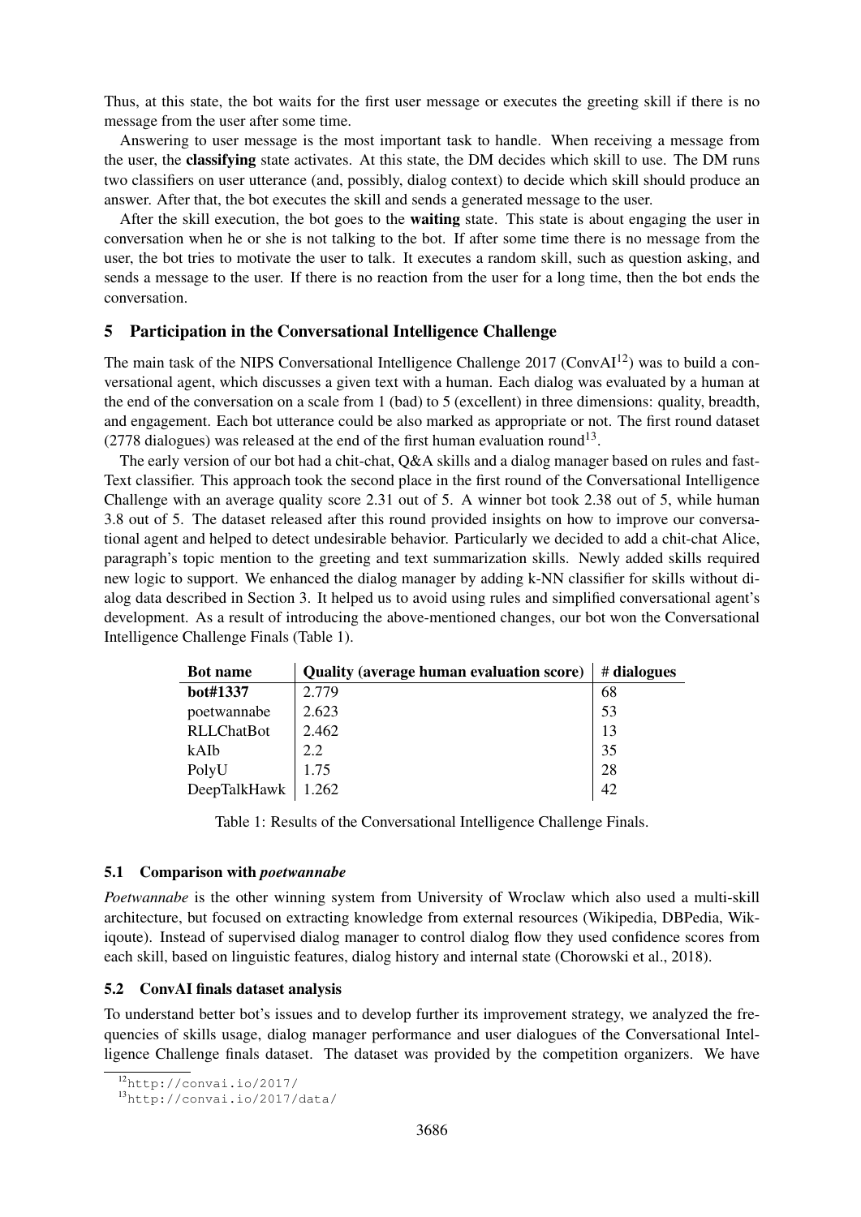Thus, at this state, the bot waits for the first user message or executes the greeting skill if there is no message from the user after some time.

Answering to user message is the most important task to handle. When receiving a message from the user, the **classifying** state activates. At this state, the DM decides which skill to use. The DM runs two classifiers on user utterance (and, possibly, dialog context) to decide which skill should produce an answer. After that, the bot executes the skill and sends a generated message to the user.

After the skill execution, the bot goes to the **waiting** state. This state is about engaging the user in conversation when he or she is not talking to the bot. If after some time there is no message from the user, the bot tries to motivate the user to talk. It executes a random skill, such as question asking, and sends a message to the user. If there is no reaction from the user for a long time, then the bot ends the conversation.

## 5 Participation in the Conversational Intelligence Challenge

The main task of the NIPS Conversational Intelligence Challenge 2017 (ConvAI[12]) was to build a conversational agent, which discusses a given text with a human. Each dialog was evaluated by a human at the end of the conversation on a scale from 1 (bad) to 5 (excellent) in three dimensions: quality, breadth, and engagement. Each bot utterance could be also marked as appropriate or not. The first round dataset (2778 dialogues) was released at the end of the first human evaluation round[13].

The early version of our bot had a chit-chat, Q&A skills and a dialog manager based on rules and fastText classifier. This approach took the second place in the first round of the Conversational Intelligence Challenge with an average quality score 2.31 out of 5. A winner bot took 2.38 out of 5, while human 3.8 out of 5. The dataset released after this round provided insights on how to improve our conversational agent and helped to detect undesirable behavior. Particularly we decided to add a chit-chat Alice, paragraph's topic mention to the greeting and text summarization skills. Newly added skills required new logic to support. We enhanced the dialog manager by adding k-NN classifier for skills without dialog data described in Section 3. It helped us to avoid using rules and simplified conversational agent's development. As a result of introducing the above-mentioned changes, our bot won the Conversational Intelligence Challenge Finals (Table 1).

| Bot name | Quality (average human evaluation score) | # dialogues |
|---|---|---|
| **bot#1337** | 2.779 | 68 |
| poetwannabe | 2.623 | 53 |
| RLLChatBot | 2.462 | 13 |
| kAIb | 2.2 | 35 |
| PolyU | 1.75 | 28 |
| DeepTalkHawk | 1.262 | 42 |

Table 1: Results of the Conversational Intelligence Challenge Finals.

### 5.1 Comparison with *poetwannabe*

*Poetwannabe* is the other winning system from University of Wroclaw which also used a multi-skill architecture, but focused on extracting knowledge from external resources (Wikipedia, DBPedia, Wikiqoute). Instead of supervised dialog manager to control dialog flow they used confidence scores from each skill, based on linguistic features, dialog history and internal state (Chorowski et al., 2018).

### 5.2 ConvAI finals dataset analysis

To understand better bot's issues and to develop further its improvement strategy, we analyzed the frequencies of skills usage, dialog manager performance and user dialogues of the Conversational Intelligence Challenge finals dataset. The dataset was provided by the competition organizers. We have

[12] http://convai.io/2017/

[13] http://convai.io/2017/data/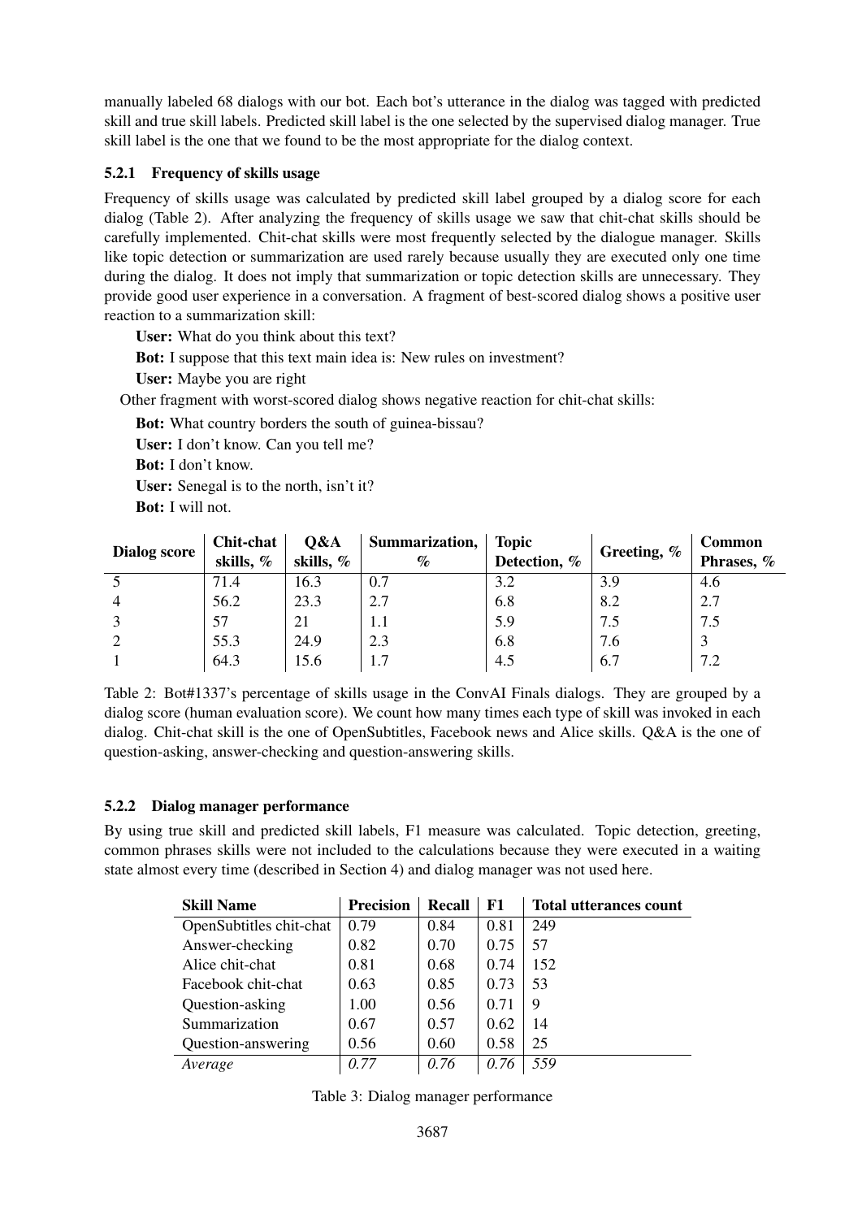manually labeled 68 dialogs with our bot. Each bot's utterance in the dialog was tagged with predicted skill and true skill labels. Predicted skill label is the one selected by the supervised dialog manager. True skill label is the one that we found to be the most appropriate for the dialog context.

#### 5.2.1 Frequency of skills usage

Frequency of skills usage was calculated by predicted skill label grouped by a dialog score for each dialog (Table 2). After analyzing the frequency of skills usage we saw that chit-chat skills should be carefully implemented. Chit-chat skills were most frequently selected by the dialogue manager. Skills like topic detection or summarization are used rarely because usually they are executed only one time during the dialog. It does not imply that summarization or topic detection skills are unnecessary. They provide good user experience in a conversation. A fragment of best-scored dialog shows a positive user reaction to a summarization skill:

**User:** What do you think about this text?

**Bot:** I suppose that this text main idea is: New rules on investment?

**User:** Maybe you are right

Other fragment with worst-scored dialog shows negative reaction for chit-chat skills:

**Bot:** What country borders the south of guinea-bissau?

**User:** I don't know. Can you tell me?

**Bot:** I don't know.

**User:** Senegal is to the north, isn't it?

**Bot:** I will not.

| Dialog score | Chit-chat skills, % | Q&A skills, % | Summarization, % | Topic Detection, % | Greeting, % | Common Phrases, % |
|---|---|---|---|---|---|---|
| 5 | 71.4 | 16.3 | 0.7 | 3.2 | 3.9 | 4.6 |
| 4 | 56.2 | 23.3 | 2.7 | 6.8 | 8.2 | 2.7 |
| 3 | 57 | 21 | 1.1 | 5.9 | 7.5 | 7.5 |
| 2 | 55.3 | 24.9 | 2.3 | 6.8 | 7.6 | 3 |
| 1 | 64.3 | 15.6 | 1.7 | 4.5 | 6.7 | 7.2 |

Table 2: Bot#1337's percentage of skills usage in the ConvAI Finals dialogs. They are grouped by a dialog score (human evaluation score). We count how many times each type of skill was invoked in each dialog. Chit-chat skill is the one of OpenSubtitles, Facebook news and Alice skills. Q&A is the one of question-asking, answer-checking and question-answering skills.

#### 5.2.2 Dialog manager performance

By using true skill and predicted skill labels, F1 measure was calculated. Topic detection, greeting, common phrases skills were not included to the calculations because they were executed in a waiting state almost every time (described in Section 4) and dialog manager was not used here.

| Skill Name | Precision | Recall | F1 | Total utterances count |
|---|---|---|---|---|
| OpenSubtitles chit-chat | 0.79 | 0.84 | 0.81 | 249 |
| Answer-checking | 0.82 | 0.70 | 0.75 | 57 |
| Alice chit-chat | 0.81 | 0.68 | 0.74 | 152 |
| Facebook chit-chat | 0.63 | 0.85 | 0.73 | 53 |
| Question-asking | 1.00 | 0.56 | 0.71 | 9 |
| Summarization | 0.67 | 0.57 | 0.62 | 14 |
| Question-answering | 0.56 | 0.60 | 0.58 | 25 |
| *Average* | *0.77* | *0.76* | *0.76* | *559* |

Table 3: Dialog manager performance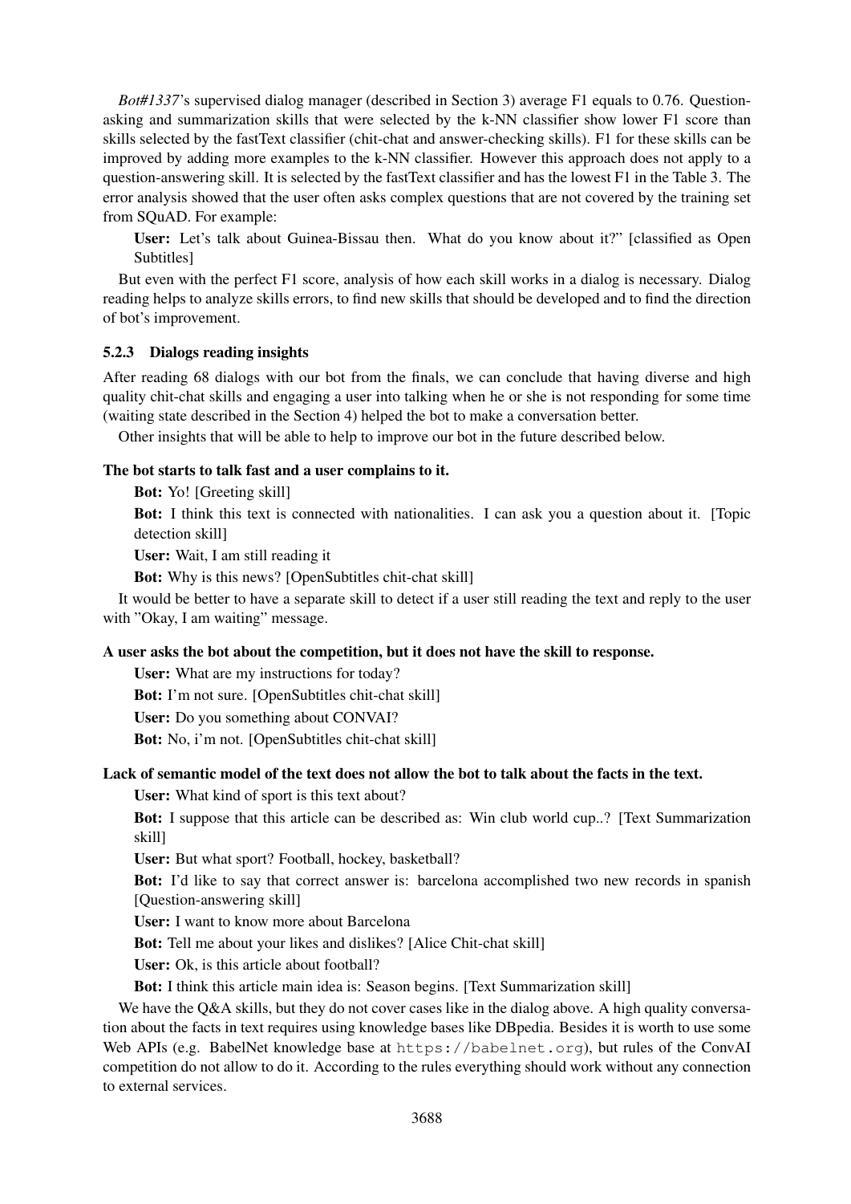*Bot#1337*'s supervised dialog manager (described in Section 3) average F1 equals to 0.76. Question-asking and summarization skills that were selected by the k-NN classifier show lower F1 score than skills selected by the fastText classifier (chit-chat and answer-checking skills). F1 for these skills can be improved by adding more examples to the k-NN classifier. However this approach does not apply to a question-answering skill. It is selected by the fastText classifier and has the lowest F1 in the Table 3. The error analysis showed that the user often asks complex questions that are not covered by the training set from SQuAD. For example:

**User:** Let's talk about Guinea-Bissau then. What do you know about it?" [classified as Open Subtitles]

But even with the perfect F1 score, analysis of how each skill works in a dialog is necessary. Dialog reading helps to analyze skills errors, to find new skills that should be developed and to find the direction of bot's improvement.

#### 5.2.3 Dialogs reading insights

After reading 68 dialogs with our bot from the finals, we can conclude that having diverse and high quality chit-chat skills and engaging a user into talking when he or she is not responding for some time (waiting state described in the Section 4) helped the bot to make a conversation better.

Other insights that will be able to help to improve our bot in the future described below.

**The bot starts to talk fast and a user complains to it.**

**Bot:** Yo! [Greeting skill]

**Bot:** I think this text is connected with nationalities. I can ask you a question about it. [Topic detection skill]

**User:** Wait, I am still reading it

**Bot:** Why is this news? [OpenSubtitles chit-chat skill]

It would be better to have a separate skill to detect if a user still reading the text and reply to the user with "Okay, I am waiting" message.

**A user asks the bot about the competition, but it does not have the skill to response.**

**User:** What are my instructions for today?

**Bot:** I'm not sure. [OpenSubtitles chit-chat skill]

**User:** Do you something about CONVAI?

**Bot:** No, i'm not. [OpenSubtitles chit-chat skill]

**Lack of semantic model of the text does not allow the bot to talk about the facts in the text.**

**User:** What kind of sport is this text about?

**Bot:** I suppose that this article can be described as: Win club world cup..? [Text Summarization skill]

**User:** But what sport? Football, hockey, basketball?

**Bot:** I'd like to say that correct answer is: barcelona accomplished two new records in spanish [Question-answering skill]

**User:** I want to know more about Barcelona

**Bot:** Tell me about your likes and dislikes? [Alice Chit-chat skill]

**User:** Ok, is this article about football?

**Bot:** I think this article main idea is: Season begins. [Text Summarization skill]

We have the Q&A skills, but they do not cover cases like in the dialog above. A high quality conversation about the facts in text requires using knowledge bases like DBpedia. Besides it is worth to use some Web APIs (e.g. BabelNet knowledge base at `https://babelnet.org`), but rules of the ConvAI competition do not allow to do it. According to the rules everything should work without any connection to external services.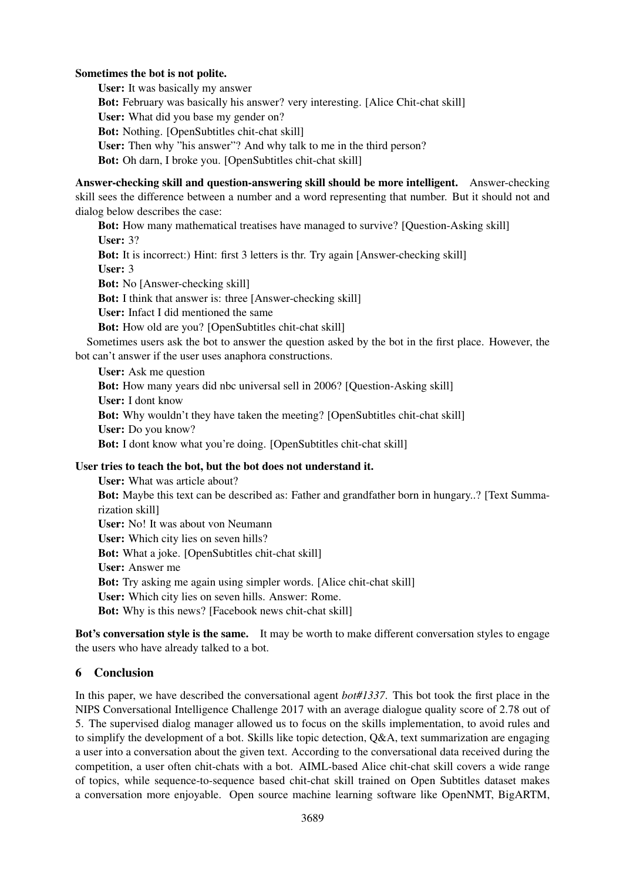**Sometimes the bot is not polite.**

**User:** It was basically my answer

**Bot:** February was basically his answer? very interesting. [Alice Chit-chat skill]

**User:** What did you base my gender on?

**Bot:** Nothing. [OpenSubtitles chit-chat skill]

**User:** Then why "his answer"? And why talk to me in the third person?

**Bot:** Oh darn, I broke you. [OpenSubtitles chit-chat skill]

**Answer-checking skill and question-answering skill should be more intelligent.** Answer-checking skill sees the difference between a number and a word representing that number. But it should not and dialog below describes the case:

**Bot:** How many mathematical treatises have managed to survive? [Question-Asking skill]

**User:** 3?

**Bot:** It is incorrect:) Hint: first 3 letters is thr. Try again [Answer-checking skill]

**User:** 3

**Bot:** No [Answer-checking skill]

**Bot:** I think that answer is: three [Answer-checking skill]

**User:** Infact I did mentioned the same

**Bot:** How old are you? [OpenSubtitles chit-chat skill]

Sometimes users ask the bot to answer the question asked by the bot in the first place. However, the bot can't answer if the user uses anaphora constructions.

**User:** Ask me question

**Bot:** How many years did nbc universal sell in 2006? [Question-Asking skill]

**User:** I dont know

**Bot:** Why wouldn't they have taken the meeting? [OpenSubtitles chit-chat skill]

**User:** Do you know?

**Bot:** I dont know what you're doing. [OpenSubtitles chit-chat skill]

**User tries to teach the bot, but the bot does not understand it.**

**User:** What was article about?

**Bot:** Maybe this text can be described as: Father and grandfather born in hungary..? [Text Summarization skill]

**User:** No! It was about von Neumann

**User:** Which city lies on seven hills?

**Bot:** What a joke. [OpenSubtitles chit-chat skill]

**User:** Answer me

**Bot:** Try asking me again using simpler words. [Alice chit-chat skill]

**User:** Which city lies on seven hills. Answer: Rome.

**Bot:** Why is this news? [Facebook news chit-chat skill]

**Bot's conversation style is the same.** It may be worth to make different conversation styles to engage the users who have already talked to a bot.

## 6 Conclusion

In this paper, we have described the conversational agent *bot#1337*. This bot took the first place in the NIPS Conversational Intelligence Challenge 2017 with an average dialogue quality score of 2.78 out of 5. The supervised dialog manager allowed us to focus on the skills implementation, to avoid rules and to simplify the development of a bot. Skills like topic detection, Q&A, text summarization are engaging a user into a conversation about the given text. According to the conversational data received during the competition, a user often chit-chats with a bot. AIML-based Alice chit-chat skill covers a wide range of topics, while sequence-to-sequence based chit-chat skill trained on Open Subtitles dataset makes a conversation more enjoyable. Open source machine learning software like OpenNMT, BigARTM,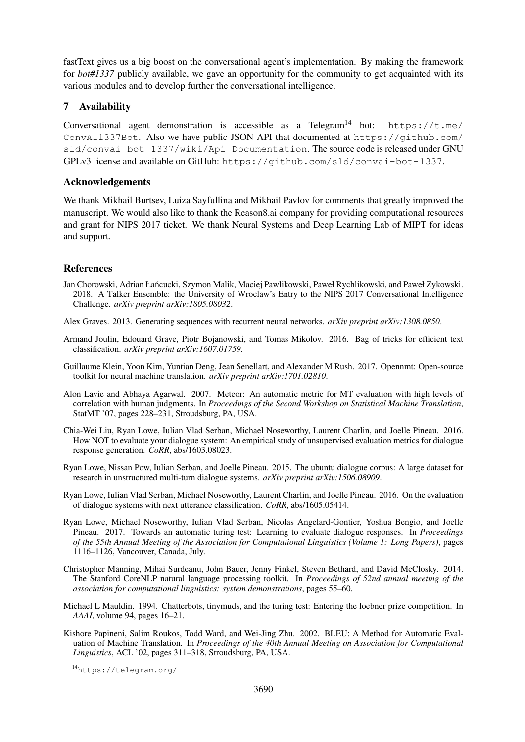fastText gives us a big boost on the conversational agent's implementation. By making the framework for *bot#1337* publicly available, we gave an opportunity for the community to get acquainted with its various modules and to develop further the conversational intelligence.

## 7 Availability

Conversational agent demonstration is accessible as a Telegram[14] bot: `https://t.me/ConvAI1337Bot`. Also we have public JSON API that documented at `https://github.com/sld/convai-bot-1337/wiki/Api-Documentation`. The source code is released under GNU GPLv3 license and available on GitHub: `https://github.com/sld/convai-bot-1337`.

## Acknowledgements

We thank Mikhail Burtsev, Luiza Sayfullina and Mikhail Pavlov for comments that greatly improved the manuscript. We would also like to thank the Reason8.ai company for providing computational resources and grant for NIPS 2017 ticket. We thank Neural Systems and Deep Learning Lab of MIPT for ideas and support.

## References

Jan Chorowski, Adrian Łańcucki, Szymon Malik, Maciej Pawlikowski, Paweł Rychlikowski, and Paweł Zykowski. 2018. A Talker Ensemble: the University of Wroclaw's Entry to the NIPS 2017 Conversational Intelligence Challenge. *arXiv preprint arXiv:1805.08032*.

Alex Graves. 2013. Generating sequences with recurrent neural networks. *arXiv preprint arXiv:1308.0850*.

Armand Joulin, Edouard Grave, Piotr Bojanowski, and Tomas Mikolov. 2016. Bag of tricks for efficient text classification. *arXiv preprint arXiv:1607.01759*.

Guillaume Klein, Yoon Kim, Yuntian Deng, Jean Senellart, and Alexander M Rush. 2017. Opennmt: Open-source toolkit for neural machine translation. *arXiv preprint arXiv:1701.02810*.

Alon Lavie and Abhaya Agarwal. 2007. Meteor: An automatic metric for MT evaluation with high levels of correlation with human judgments. In *Proceedings of the Second Workshop on Statistical Machine Translation*, StatMT '07, pages 228–231, Stroudsburg, PA, USA.

Chia-Wei Liu, Ryan Lowe, Iulian Vlad Serban, Michael Noseworthy, Laurent Charlin, and Joelle Pineau. 2016. How NOT to evaluate your dialogue system: An empirical study of unsupervised evaluation metrics for dialogue response generation. *CoRR*, abs/1603.08023.

Ryan Lowe, Nissan Pow, Iulian Serban, and Joelle Pineau. 2015. The ubuntu dialogue corpus: A large dataset for research in unstructured multi-turn dialogue systems. *arXiv preprint arXiv:1506.08909*.

Ryan Lowe, Iulian Vlad Serban, Michael Noseworthy, Laurent Charlin, and Joelle Pineau. 2016. On the evaluation of dialogue systems with next utterance classification. *CoRR*, abs/1605.05414.

Ryan Lowe, Michael Noseworthy, Iulian Vlad Serban, Nicolas Angelard-Gontier, Yoshua Bengio, and Joelle Pineau. 2017. Towards an automatic turing test: Learning to evaluate dialogue responses. In *Proceedings of the 55th Annual Meeting of the Association for Computational Linguistics (Volume 1: Long Papers)*, pages 1116–1126, Vancouver, Canada, July.

Christopher Manning, Mihai Surdeanu, John Bauer, Jenny Finkel, Steven Bethard, and David McClosky. 2014. The Stanford CoreNLP natural language processing toolkit. In *Proceedings of 52nd annual meeting of the association for computational linguistics: system demonstrations*, pages 55–60.

Michael L Mauldin. 1994. Chatterbots, tinymuds, and the turing test: Entering the loebner prize competition. In *AAAI*, volume 94, pages 16–21.

Kishore Papineni, Salim Roukos, Todd Ward, and Wei-Jing Zhu. 2002. BLEU: A Method for Automatic Evaluation of Machine Translation. In *Proceedings of the 40th Annual Meeting on Association for Computational Linguistics*, ACL '02, pages 311–318, Stroudsburg, PA, USA.

[14] `https://telegram.org/`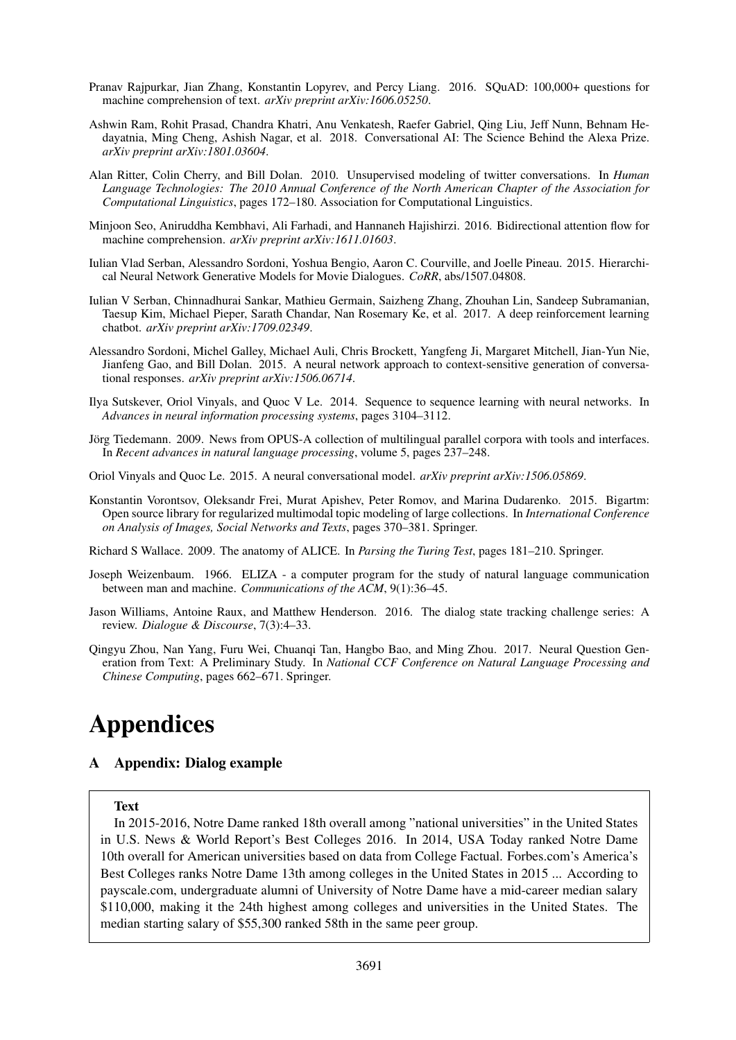Pranav Rajpurkar, Jian Zhang, Konstantin Lopyrev, and Percy Liang. 2016. SQuAD: 100,000+ questions for machine comprehension of text. *arXiv preprint arXiv:1606.05250*.

Ashwin Ram, Rohit Prasad, Chandra Khatri, Anu Venkatesh, Raefer Gabriel, Qing Liu, Jeff Nunn, Behnam Hedayatnia, Ming Cheng, Ashish Nagar, et al. 2018. Conversational AI: The Science Behind the Alexa Prize. *arXiv preprint arXiv:1801.03604*.

Alan Ritter, Colin Cherry, and Bill Dolan. 2010. Unsupervised modeling of twitter conversations. In *Human Language Technologies: The 2010 Annual Conference of the North American Chapter of the Association for Computational Linguistics*, pages 172–180. Association for Computational Linguistics.

Minjoon Seo, Aniruddha Kembhavi, Ali Farhadi, and Hannaneh Hajishirzi. 2016. Bidirectional attention flow for machine comprehension. *arXiv preprint arXiv:1611.01603*.

Iulian Vlad Serban, Alessandro Sordoni, Yoshua Bengio, Aaron C. Courville, and Joelle Pineau. 2015. Hierarchical Neural Network Generative Models for Movie Dialogues. *CoRR*, abs/1507.04808.

Iulian V Serban, Chinnadhurai Sankar, Mathieu Germain, Saizheng Zhang, Zhouhan Lin, Sandeep Subramanian, Taesup Kim, Michael Pieper, Sarath Chandar, Nan Rosemary Ke, et al. 2017. A deep reinforcement learning chatbot. *arXiv preprint arXiv:1709.02349*.

Alessandro Sordoni, Michel Galley, Michael Auli, Chris Brockett, Yangfeng Ji, Margaret Mitchell, Jian-Yun Nie, Jianfeng Gao, and Bill Dolan. 2015. A neural network approach to context-sensitive generation of conversational responses. *arXiv preprint arXiv:1506.06714*.

Ilya Sutskever, Oriol Vinyals, and Quoc V Le. 2014. Sequence to sequence learning with neural networks. In *Advances in neural information processing systems*, pages 3104–3112.

Jörg Tiedemann. 2009. News from OPUS-A collection of multilingual parallel corpora with tools and interfaces. In *Recent advances in natural language processing*, volume 5, pages 237–248.

Oriol Vinyals and Quoc Le. 2015. A neural conversational model. *arXiv preprint arXiv:1506.05869*.

Konstantin Vorontsov, Oleksandr Frei, Murat Apishev, Peter Romov, and Marina Dudarenko. 2015. Bigartm: Open source library for regularized multimodal topic modeling of large collections. In *International Conference on Analysis of Images, Social Networks and Texts*, pages 370–381. Springer.

Richard S Wallace. 2009. The anatomy of ALICE. In *Parsing the Turing Test*, pages 181–210. Springer.

Joseph Weizenbaum. 1966. ELIZA - a computer program for the study of natural language communication between man and machine. *Communications of the ACM*, 9(1):36–45.

Jason Williams, Antoine Raux, and Matthew Henderson. 2016. The dialog state tracking challenge series: A review. *Dialogue & Discourse*, 7(3):4–33.

Qingyu Zhou, Nan Yang, Furu Wei, Chuanqi Tan, Hangbo Bao, and Ming Zhou. 2017. Neural Question Generation from Text: A Preliminary Study. In *National CCF Conference on Natural Language Processing and Chinese Computing*, pages 662–671. Springer.

# Appendices

## A Appendix: Dialog example

**Text**

In 2015-2016, Notre Dame ranked 18th overall among "national universities" in the United States in U.S. News & World Report's Best Colleges 2016. In 2014, USA Today ranked Notre Dame 10th overall for American universities based on data from College Factual. Forbes.com's America's Best Colleges ranks Notre Dame 13th among colleges in the United States in 2015 ... According to payscale.com, undergraduate alumni of University of Notre Dame have a mid-career median salary $110,000, making it the 24th highest among colleges and universities in the United States. The median starting salary of $55,300 ranked 58th in the same peer group.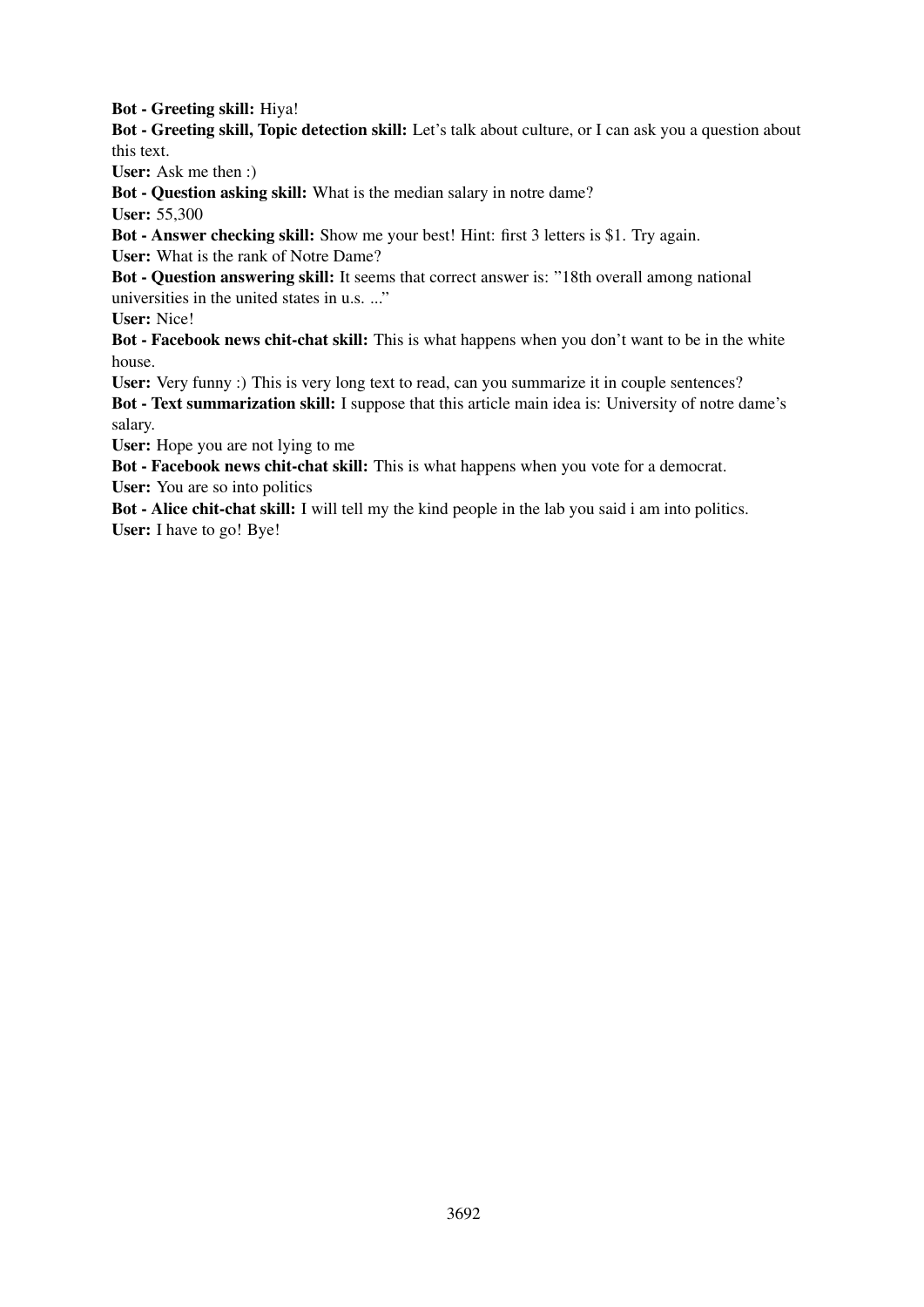**Bot - Greeting skill:** Hiya!

**Bot - Greeting skill, Topic detection skill:** Let's talk about culture, or I can ask you a question about this text.

**User:** Ask me then :)

**Bot - Question asking skill:** What is the median salary in notre dame?

**User:** 55,300

**Bot - Answer checking skill:** Show me your best! Hint: first 3 letters is $1. Try again.

**User:** What is the rank of Notre Dame?

**Bot - Question answering skill:** It seems that correct answer is: "18th overall among national universities in the united states in u.s. ..."

**User:** Nice!

**Bot - Facebook news chit-chat skill:** This is what happens when you don't want to be in the white house.

**User:** Very funny :) This is very long text to read, can you summarize it in couple sentences?

**Bot - Text summarization skill:** I suppose that this article main idea is: University of notre dame's salary.

**User:** Hope you are not lying to me

**Bot - Facebook news chit-chat skill:** This is what happens when you vote for a democrat.

**User:** You are so into politics

**Bot - Alice chit-chat skill:** I will tell my the kind people in the lab you said i am into politics.

**User:** I have to go! Bye!